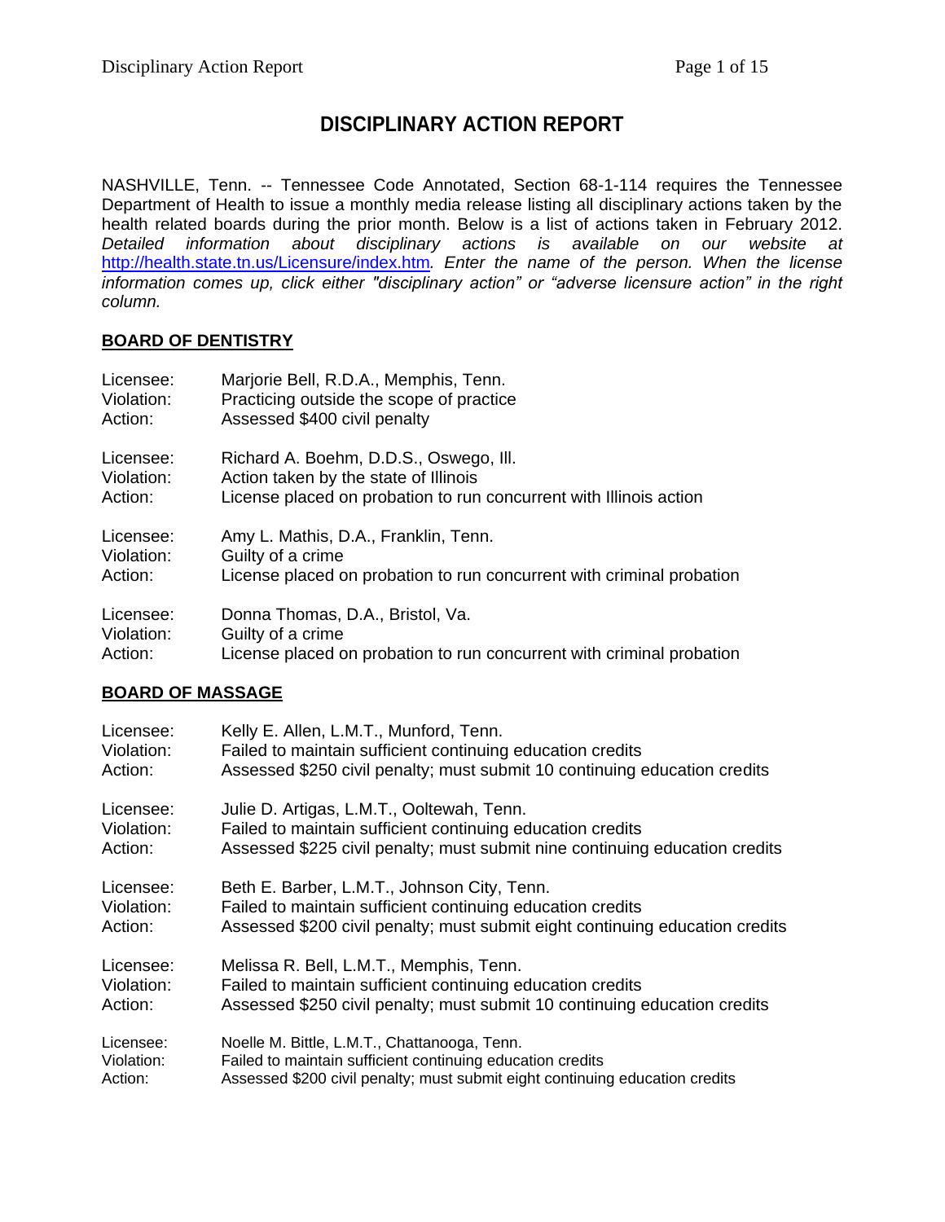# DISCIPLINARY ACTION REPORT

NASHVILLE, Tenn. -- Tennessee Code Annotated, Section 68-1-114 requires the Tennessee Department of Health to issue a monthly media release listing all disciplinary actions taken by the health related boards during the prior month. Below is a list of actions taken in February 2012. *Detailed information about disciplinary actions is available on our website at* [http://health.state.tn.us/Licensure/index.htm](http://health.state.tn.us/Licensure/index.htm)*. Enter the name of the person. When the license information comes up, click either "disciplinary action" or "adverse licensure action" in the right column.*

## BOARD OF DENTISTRY

Licensee: Marjorie Bell, R.D.A., Memphis, Tenn.
Violation: Practicing outside the scope of practice
Action: Assessed $400 civil penalty

Licensee: Richard A. Boehm, D.D.S., Oswego, Ill.
Violation: Action taken by the state of Illinois
Action: License placed on probation to run concurrent with Illinois action

Licensee: Amy L. Mathis, D.A., Franklin, Tenn.
Violation: Guilty of a crime
Action: License placed on probation to run concurrent with criminal probation

Licensee: Donna Thomas, D.A., Bristol, Va.
Violation: Guilty of a crime
Action: License placed on probation to run concurrent with criminal probation

## BOARD OF MASSAGE

Licensee: Kelly E. Allen, L.M.T., Munford, Tenn.
Violation: Failed to maintain sufficient continuing education credits
Action: Assessed $250 civil penalty; must submit 10 continuing education credits

Licensee: Julie D. Artigas, L.M.T., Ooltewah, Tenn.
Violation: Failed to maintain sufficient continuing education credits
Action: Assessed $225 civil penalty; must submit nine continuing education credits

Licensee: Beth E. Barber, L.M.T., Johnson City, Tenn.
Violation: Failed to maintain sufficient continuing education credits
Action: Assessed $200 civil penalty; must submit eight continuing education credits

Licensee: Melissa R. Bell, L.M.T., Memphis, Tenn.
Violation: Failed to maintain sufficient continuing education credits
Action: Assessed $250 civil penalty; must submit 10 continuing education credits

Licensee: Noelle M. Bittle, L.M.T., Chattanooga, Tenn.
Violation: Failed to maintain sufficient continuing education credits
Action: Assessed $200 civil penalty; must submit eight continuing education credits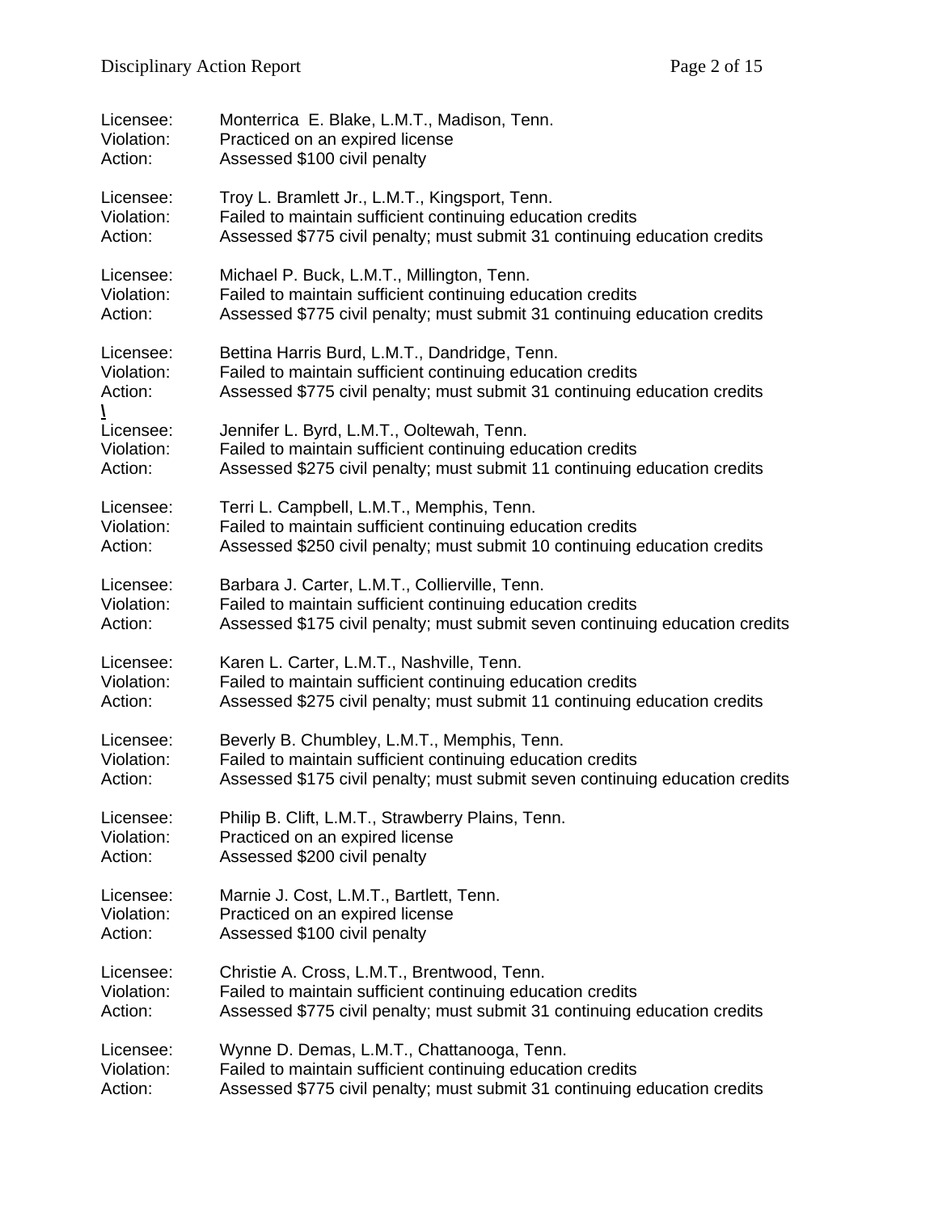Licensee: Monterrica E. Blake, L.M.T., Madison, Tenn.
Violation: Practiced on an expired license
Action: Assessed $100 civil penalty

Licensee: Troy L. Bramlett Jr., L.M.T., Kingsport, Tenn.
Violation: Failed to maintain sufficient continuing education credits
Action: Assessed $775 civil penalty; must submit 31 continuing education credits

Licensee: Michael P. Buck, L.M.T., Millington, Tenn.
Violation: Failed to maintain sufficient continuing education credits
Action: Assessed $775 civil penalty; must submit 31 continuing education credits

Licensee: Bettina Harris Burd, L.M.T., Dandridge, Tenn.
Violation: Failed to maintain sufficient continuing education credits
Action: Assessed $775 civil penalty; must submit 31 continuing education credits

Licensee: Jennifer L. Byrd, L.M.T., Ooltewah, Tenn.
Violation: Failed to maintain sufficient continuing education credits
Action: Assessed $275 civil penalty; must submit 11 continuing education credits

Licensee: Terri L. Campbell, L.M.T., Memphis, Tenn.
Violation: Failed to maintain sufficient continuing education credits
Action: Assessed $250 civil penalty; must submit 10 continuing education credits

Licensee: Barbara J. Carter, L.M.T., Collierville, Tenn.
Violation: Failed to maintain sufficient continuing education credits
Action: Assessed $175 civil penalty; must submit seven continuing education credits

Licensee: Karen L. Carter, L.M.T., Nashville, Tenn.
Violation: Failed to maintain sufficient continuing education credits
Action: Assessed $275 civil penalty; must submit 11 continuing education credits

Licensee: Beverly B. Chumbley, L.M.T., Memphis, Tenn.
Violation: Failed to maintain sufficient continuing education credits
Action: Assessed $175 civil penalty; must submit seven continuing education credits

Licensee: Philip B. Clift, L.M.T., Strawberry Plains, Tenn.
Violation: Practiced on an expired license
Action: Assessed $200 civil penalty

Licensee: Marnie J. Cost, L.M.T., Bartlett, Tenn.
Violation: Practiced on an expired license
Action: Assessed $100 civil penalty

Licensee: Christie A. Cross, L.M.T., Brentwood, Tenn.
Violation: Failed to maintain sufficient continuing education credits
Action: Assessed $775 civil penalty; must submit 31 continuing education credits

Licensee: Wynne D. Demas, L.M.T., Chattanooga, Tenn.
Violation: Failed to maintain sufficient continuing education credits
Action: Assessed $775 civil penalty; must submit 31 continuing education credits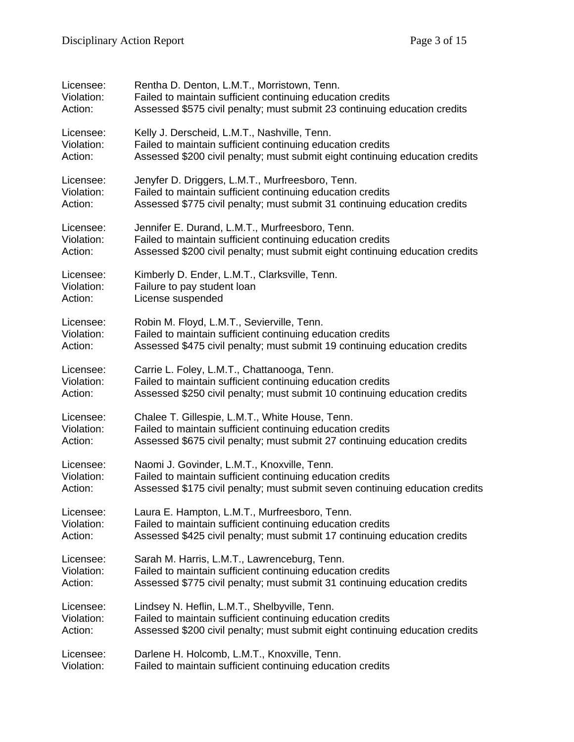Licensee: Rentha D. Denton, L.M.T., Morristown, Tenn.
Violation: Failed to maintain sufficient continuing education credits
Action: Assessed $575 civil penalty; must submit 23 continuing education credits

Licensee: Kelly J. Derscheid, L.M.T., Nashville, Tenn.
Violation: Failed to maintain sufficient continuing education credits
Action: Assessed $200 civil penalty; must submit eight continuing education credits

Licensee: Jenyfer D. Driggers, L.M.T., Murfreesboro, Tenn.
Violation: Failed to maintain sufficient continuing education credits
Action: Assessed $775 civil penalty; must submit 31 continuing education credits

Licensee: Jennifer E. Durand, L.M.T., Murfreesboro, Tenn.
Violation: Failed to maintain sufficient continuing education credits
Action: Assessed $200 civil penalty; must submit eight continuing education credits

Licensee: Kimberly D. Ender, L.M.T., Clarksville, Tenn.
Violation: Failure to pay student loan
Action: License suspended

Licensee: Robin M. Floyd, L.M.T., Sevierville, Tenn.
Violation: Failed to maintain sufficient continuing education credits
Action: Assessed $475 civil penalty; must submit 19 continuing education credits

Licensee: Carrie L. Foley, L.M.T., Chattanooga, Tenn.
Violation: Failed to maintain sufficient continuing education credits
Action: Assessed $250 civil penalty; must submit 10 continuing education credits

Licensee: Chalee T. Gillespie, L.M.T., White House, Tenn.
Violation: Failed to maintain sufficient continuing education credits
Action: Assessed $675 civil penalty; must submit 27 continuing education credits

Licensee: Naomi J. Govinder, L.M.T., Knoxville, Tenn.
Violation: Failed to maintain sufficient continuing education credits
Action: Assessed $175 civil penalty; must submit seven continuing education credits

Licensee: Laura E. Hampton, L.M.T., Murfreesboro, Tenn.
Violation: Failed to maintain sufficient continuing education credits
Action: Assessed $425 civil penalty; must submit 17 continuing education credits

Licensee: Sarah M. Harris, L.M.T., Lawrenceburg, Tenn.
Violation: Failed to maintain sufficient continuing education credits
Action: Assessed $775 civil penalty; must submit 31 continuing education credits

Licensee: Lindsey N. Heflin, L.M.T., Shelbyville, Tenn.
Violation: Failed to maintain sufficient continuing education credits
Action: Assessed $200 civil penalty; must submit eight continuing education credits

Licensee: Darlene H. Holcomb, L.M.T., Knoxville, Tenn.
Violation: Failed to maintain sufficient continuing education credits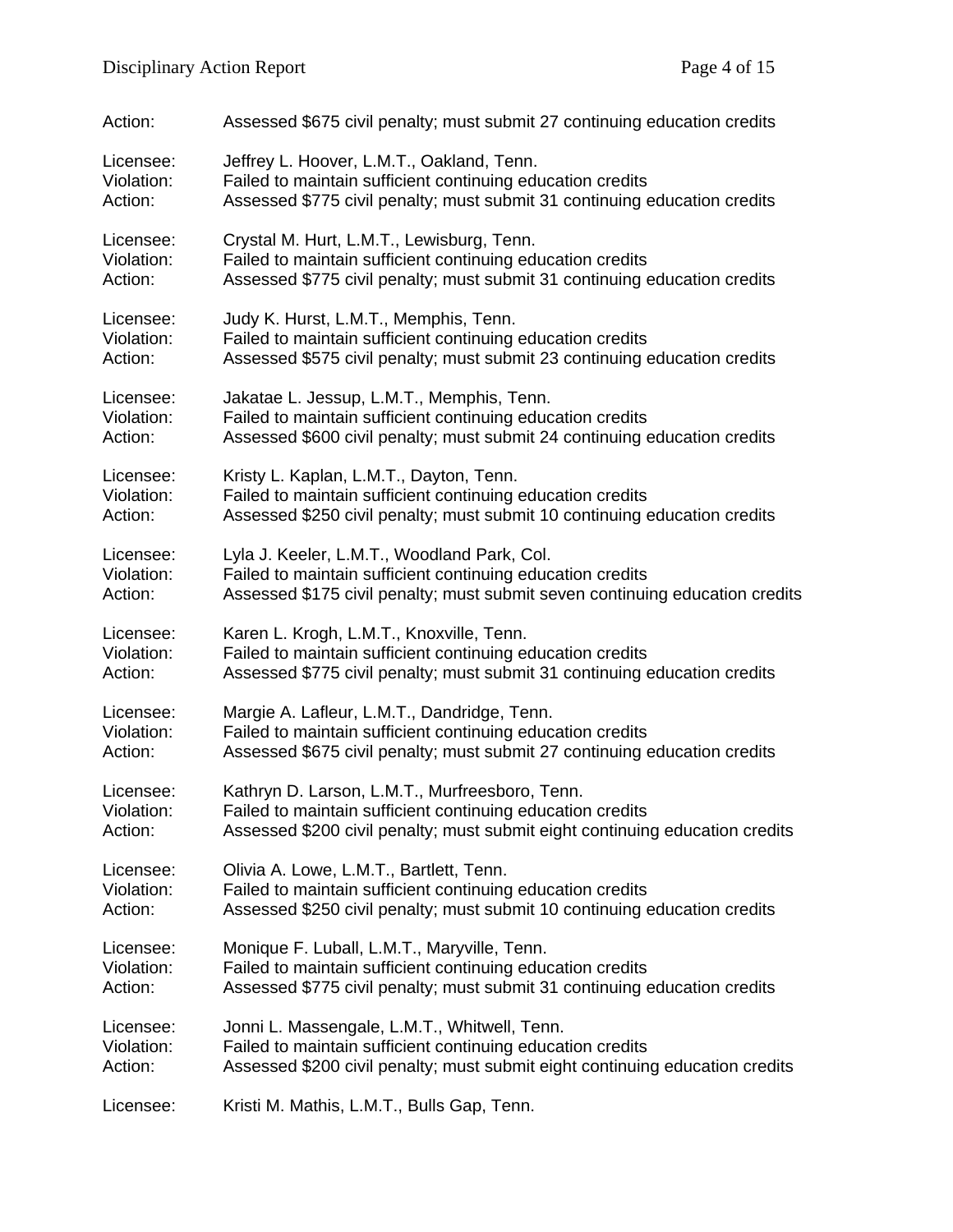Action: Assessed $675 civil penalty; must submit 27 continuing education credits

Licensee: Jeffrey L. Hoover, L.M.T., Oakland, Tenn.
Violation: Failed to maintain sufficient continuing education credits
Action: Assessed $775 civil penalty; must submit 31 continuing education credits

Licensee: Crystal M. Hurt, L.M.T., Lewisburg, Tenn.
Violation: Failed to maintain sufficient continuing education credits
Action: Assessed $775 civil penalty; must submit 31 continuing education credits

Licensee: Judy K. Hurst, L.M.T., Memphis, Tenn.
Violation: Failed to maintain sufficient continuing education credits
Action: Assessed $575 civil penalty; must submit 23 continuing education credits

Licensee: Jakatae L. Jessup, L.M.T., Memphis, Tenn.
Violation: Failed to maintain sufficient continuing education credits
Action: Assessed $600 civil penalty; must submit 24 continuing education credits

Licensee: Kristy L. Kaplan, L.M.T., Dayton, Tenn.
Violation: Failed to maintain sufficient continuing education credits
Action: Assessed $250 civil penalty; must submit 10 continuing education credits

Licensee: Lyla J. Keeler, L.M.T., Woodland Park, Col.
Violation: Failed to maintain sufficient continuing education credits
Action: Assessed $175 civil penalty; must submit seven continuing education credits

Licensee: Karen L. Krogh, L.M.T., Knoxville, Tenn.
Violation: Failed to maintain sufficient continuing education credits
Action: Assessed $775 civil penalty; must submit 31 continuing education credits

Licensee: Margie A. Lafleur, L.M.T., Dandridge, Tenn.
Violation: Failed to maintain sufficient continuing education credits
Action: Assessed $675 civil penalty; must submit 27 continuing education credits

Licensee: Kathryn D. Larson, L.M.T., Murfreesboro, Tenn.
Violation: Failed to maintain sufficient continuing education credits
Action: Assessed $200 civil penalty; must submit eight continuing education credits

Licensee: Olivia A. Lowe, L.M.T., Bartlett, Tenn.
Violation: Failed to maintain sufficient continuing education credits
Action: Assessed $250 civil penalty; must submit 10 continuing education credits

Licensee: Monique F. Luball, L.M.T., Maryville, Tenn.
Violation: Failed to maintain sufficient continuing education credits
Action: Assessed $775 civil penalty; must submit 31 continuing education credits

Licensee: Jonni L. Massengale, L.M.T., Whitwell, Tenn.
Violation: Failed to maintain sufficient continuing education credits
Action: Assessed $200 civil penalty; must submit eight continuing education credits

Licensee: Kristi M. Mathis, L.M.T., Bulls Gap, Tenn.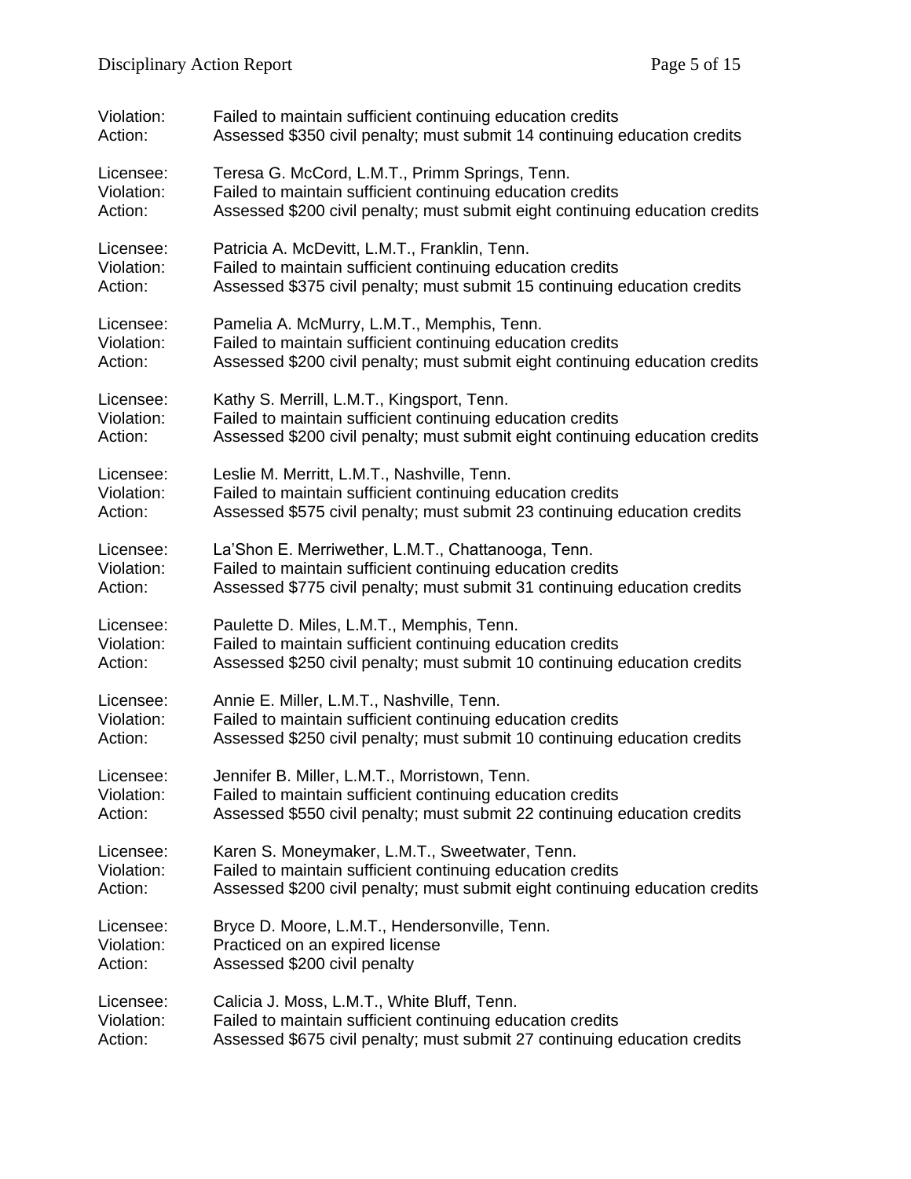Violation: Failed to maintain sufficient continuing education credits
Action: Assessed $350 civil penalty; must submit 14 continuing education credits

Licensee: Teresa G. McCord, L.M.T., Primm Springs, Tenn.
Violation: Failed to maintain sufficient continuing education credits
Action: Assessed $200 civil penalty; must submit eight continuing education credits

Licensee: Patricia A. McDevitt, L.M.T., Franklin, Tenn.
Violation: Failed to maintain sufficient continuing education credits
Action: Assessed $375 civil penalty; must submit 15 continuing education credits

Licensee: Pamelia A. McMurry, L.M.T., Memphis, Tenn.
Violation: Failed to maintain sufficient continuing education credits
Action: Assessed $200 civil penalty; must submit eight continuing education credits

Licensee: Kathy S. Merrill, L.M.T., Kingsport, Tenn.
Violation: Failed to maintain sufficient continuing education credits
Action: Assessed $200 civil penalty; must submit eight continuing education credits

Licensee: Leslie M. Merritt, L.M.T., Nashville, Tenn.
Violation: Failed to maintain sufficient continuing education credits
Action: Assessed $575 civil penalty; must submit 23 continuing education credits

Licensee: La'Shon E. Merriwether, L.M.T., Chattanooga, Tenn.
Violation: Failed to maintain sufficient continuing education credits
Action: Assessed $775 civil penalty; must submit 31 continuing education credits

Licensee: Paulette D. Miles, L.M.T., Memphis, Tenn.
Violation: Failed to maintain sufficient continuing education credits
Action: Assessed $250 civil penalty; must submit 10 continuing education credits

Licensee: Annie E. Miller, L.M.T., Nashville, Tenn.
Violation: Failed to maintain sufficient continuing education credits
Action: Assessed $250 civil penalty; must submit 10 continuing education credits

Licensee: Jennifer B. Miller, L.M.T., Morristown, Tenn.
Violation: Failed to maintain sufficient continuing education credits
Action: Assessed $550 civil penalty; must submit 22 continuing education credits

Licensee: Karen S. Moneymaker, L.M.T., Sweetwater, Tenn.
Violation: Failed to maintain sufficient continuing education credits
Action: Assessed $200 civil penalty; must submit eight continuing education credits

Licensee: Bryce D. Moore, L.M.T., Hendersonville, Tenn.
Violation: Practiced on an expired license
Action: Assessed $200 civil penalty

Licensee: Calicia J. Moss, L.M.T., White Bluff, Tenn.
Violation: Failed to maintain sufficient continuing education credits
Action: Assessed $675 civil penalty; must submit 27 continuing education credits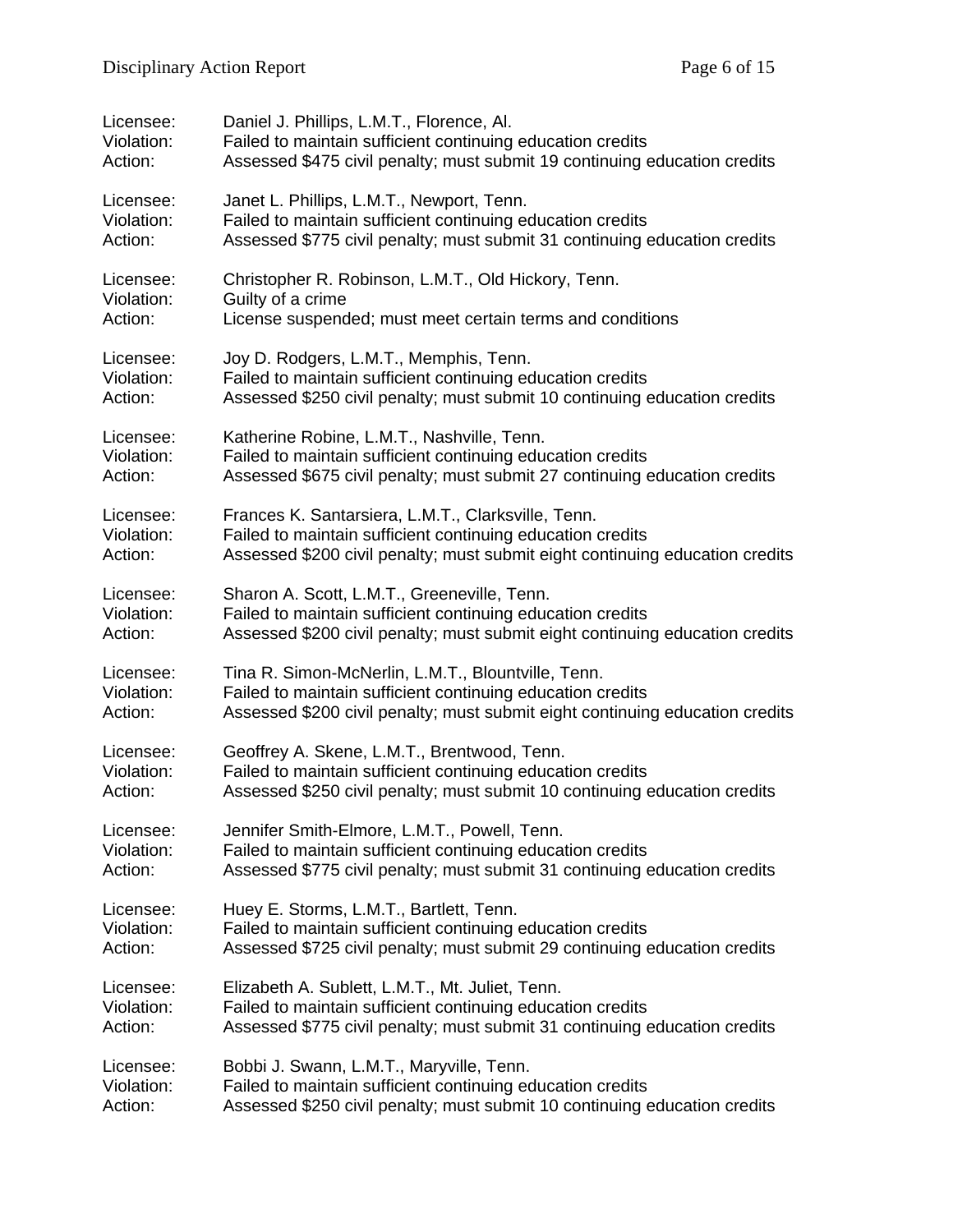Licensee: Daniel J. Phillips, L.M.T., Florence, Al.
Violation: Failed to maintain sufficient continuing education credits
Action: Assessed $475 civil penalty; must submit 19 continuing education credits

Licensee: Janet L. Phillips, L.M.T., Newport, Tenn.
Violation: Failed to maintain sufficient continuing education credits
Action: Assessed $775 civil penalty; must submit 31 continuing education credits

Licensee: Christopher R. Robinson, L.M.T., Old Hickory, Tenn.
Violation: Guilty of a crime
Action: License suspended; must meet certain terms and conditions

Licensee: Joy D. Rodgers, L.M.T., Memphis, Tenn.
Violation: Failed to maintain sufficient continuing education credits
Action: Assessed $250 civil penalty; must submit 10 continuing education credits

Licensee: Katherine Robine, L.M.T., Nashville, Tenn.
Violation: Failed to maintain sufficient continuing education credits
Action: Assessed $675 civil penalty; must submit 27 continuing education credits

Licensee: Frances K. Santarsiera, L.M.T., Clarksville, Tenn.
Violation: Failed to maintain sufficient continuing education credits
Action: Assessed $200 civil penalty; must submit eight continuing education credits

Licensee: Sharon A. Scott, L.M.T., Greeneville, Tenn.
Violation: Failed to maintain sufficient continuing education credits
Action: Assessed $200 civil penalty; must submit eight continuing education credits

Licensee: Tina R. Simon-McNerlin, L.M.T., Blountville, Tenn.
Violation: Failed to maintain sufficient continuing education credits
Action: Assessed $200 civil penalty; must submit eight continuing education credits

Licensee: Geoffrey A. Skene, L.M.T., Brentwood, Tenn.
Violation: Failed to maintain sufficient continuing education credits
Action: Assessed $250 civil penalty; must submit 10 continuing education credits

Licensee: Jennifer Smith-Elmore, L.M.T., Powell, Tenn.
Violation: Failed to maintain sufficient continuing education credits
Action: Assessed $775 civil penalty; must submit 31 continuing education credits

Licensee: Huey E. Storms, L.M.T., Bartlett, Tenn.
Violation: Failed to maintain sufficient continuing education credits
Action: Assessed $725 civil penalty; must submit 29 continuing education credits

Licensee: Elizabeth A. Sublett, L.M.T., Mt. Juliet, Tenn.
Violation: Failed to maintain sufficient continuing education credits
Action: Assessed $775 civil penalty; must submit 31 continuing education credits

Licensee: Bobbi J. Swann, L.M.T., Maryville, Tenn.
Violation: Failed to maintain sufficient continuing education credits
Action: Assessed $250 civil penalty; must submit 10 continuing education credits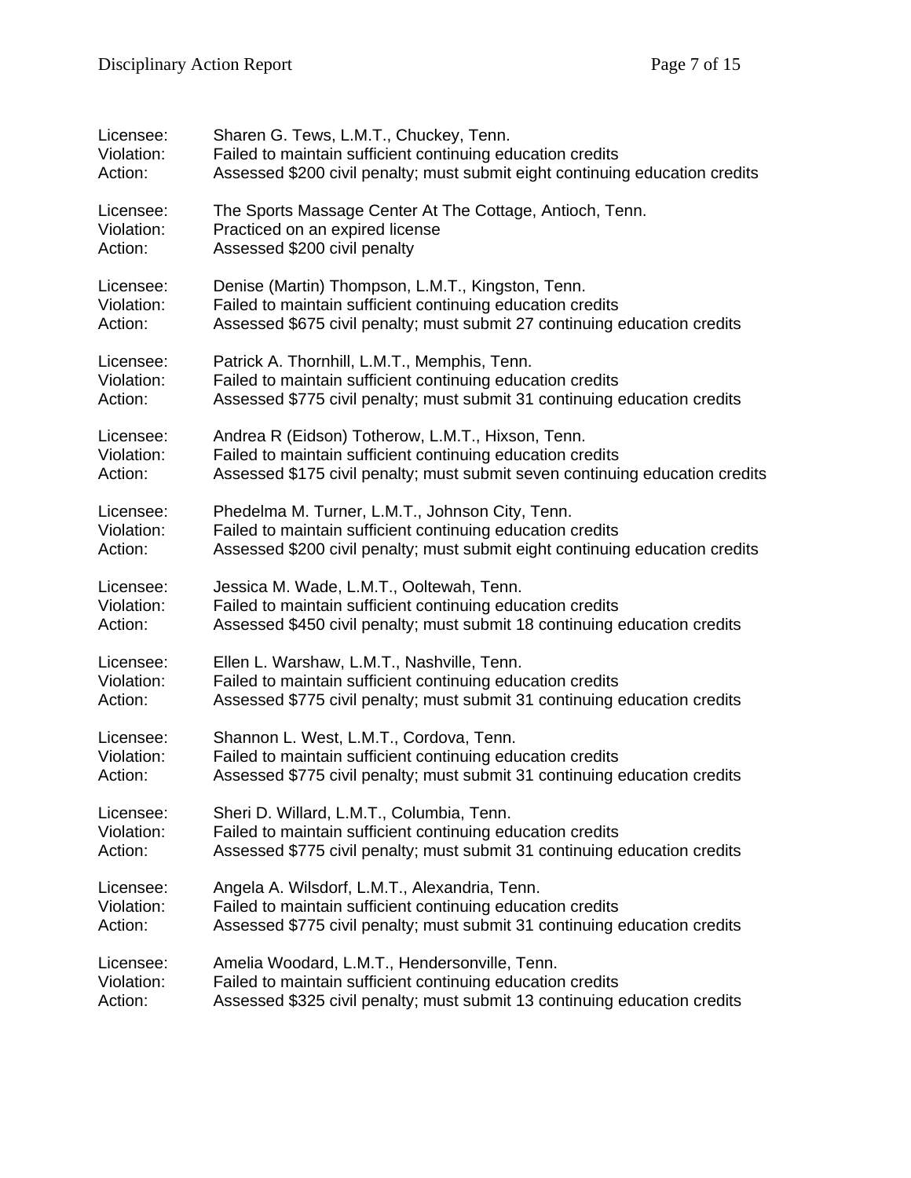Licensee: Sharen G. Tews, L.M.T., Chuckey, Tenn.
Violation: Failed to maintain sufficient continuing education credits
Action: Assessed $200 civil penalty; must submit eight continuing education credits

Licensee: The Sports Massage Center At The Cottage, Antioch, Tenn.
Violation: Practiced on an expired license
Action: Assessed $200 civil penalty

Licensee: Denise (Martin) Thompson, L.M.T., Kingston, Tenn.
Violation: Failed to maintain sufficient continuing education credits
Action: Assessed $675 civil penalty; must submit 27 continuing education credits

Licensee: Patrick A. Thornhill, L.M.T., Memphis, Tenn.
Violation: Failed to maintain sufficient continuing education credits
Action: Assessed $775 civil penalty; must submit 31 continuing education credits

Licensee: Andrea R (Eidson) Totherow, L.M.T., Hixson, Tenn.
Violation: Failed to maintain sufficient continuing education credits
Action: Assessed $175 civil penalty; must submit seven continuing education credits

Licensee: Phedelma M. Turner, L.M.T., Johnson City, Tenn.
Violation: Failed to maintain sufficient continuing education credits
Action: Assessed $200 civil penalty; must submit eight continuing education credits

Licensee: Jessica M. Wade, L.M.T., Ooltewah, Tenn.
Violation: Failed to maintain sufficient continuing education credits
Action: Assessed $450 civil penalty; must submit 18 continuing education credits

Licensee: Ellen L. Warshaw, L.M.T., Nashville, Tenn.
Violation: Failed to maintain sufficient continuing education credits
Action: Assessed $775 civil penalty; must submit 31 continuing education credits

Licensee: Shannon L. West, L.M.T., Cordova, Tenn.
Violation: Failed to maintain sufficient continuing education credits
Action: Assessed $775 civil penalty; must submit 31 continuing education credits

Licensee: Sheri D. Willard, L.M.T., Columbia, Tenn.
Violation: Failed to maintain sufficient continuing education credits
Action: Assessed $775 civil penalty; must submit 31 continuing education credits

Licensee: Angela A. Wilsdorf, L.M.T., Alexandria, Tenn.
Violation: Failed to maintain sufficient continuing education credits
Action: Assessed $775 civil penalty; must submit 31 continuing education credits

Licensee: Amelia Woodard, L.M.T., Hendersonville, Tenn.
Violation: Failed to maintain sufficient continuing education credits
Action: Assessed $325 civil penalty; must submit 13 continuing education credits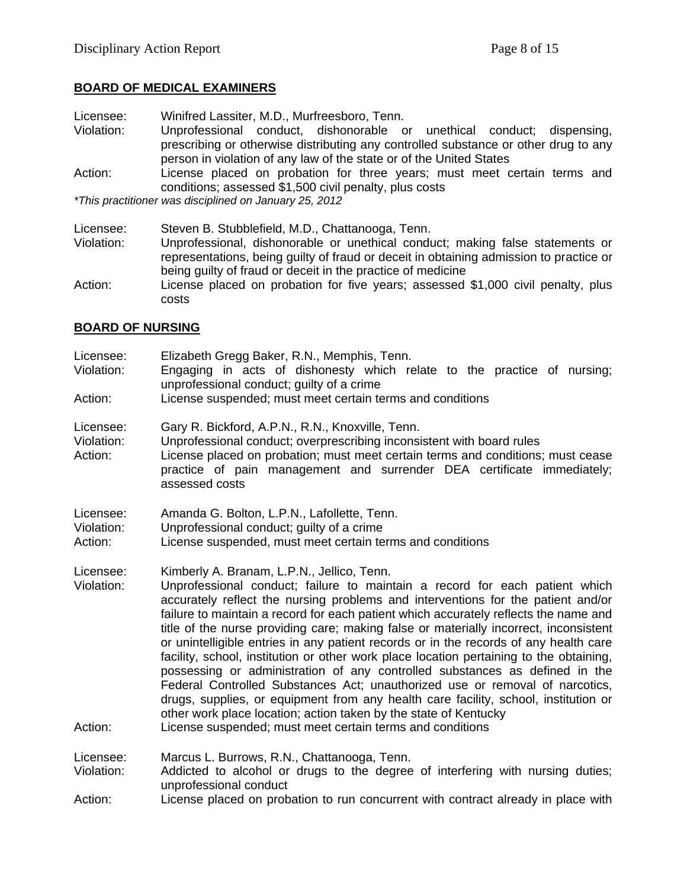## BOARD OF MEDICAL EXAMINERS

Licensee: Winifred Lassiter, M.D., Murfreesboro, Tenn.
Violation: Unprofessional conduct, dishonorable or unethical conduct; dispensing, prescribing or otherwise distributing any controlled substance or other drug to any person in violation of any law of the state or of the United States
Action: License placed on probation for three years; must meet certain terms and conditions; assessed $1,500 civil penalty, plus costs

*\*This practitioner was disciplined on January 25, 2012*

Licensee: Steven B. Stubblefield, M.D., Chattanooga, Tenn.
Violation: Unprofessional, dishonorable or unethical conduct; making false statements or representations, being guilty of fraud or deceit in obtaining admission to practice or being guilty of fraud or deceit in the practice of medicine
Action: License placed on probation for five years; assessed $1,000 civil penalty, plus costs

## BOARD OF NURSING

Licensee: Elizabeth Gregg Baker, R.N., Memphis, Tenn.
Violation: Engaging in acts of dishonesty which relate to the practice of nursing; unprofessional conduct; guilty of a crime
Action: License suspended; must meet certain terms and conditions

Licensee: Gary R. Bickford, A.P.N., R.N., Knoxville, Tenn.
Violation: Unprofessional conduct; overprescribing inconsistent with board rules
Action: License placed on probation; must meet certain terms and conditions; must cease practice of pain management and surrender DEA certificate immediately; assessed costs

Licensee: Amanda G. Bolton, L.P.N., Lafollette, Tenn.
Violation: Unprofessional conduct; guilty of a crime
Action: License suspended, must meet certain terms and conditions

Licensee: Kimberly A. Branam, L.P.N., Jellico, Tenn.
Violation: Unprofessional conduct; failure to maintain a record for each patient which accurately reflect the nursing problems and interventions for the patient and/or failure to maintain a record for each patient which accurately reflects the name and title of the nurse providing care; making false or materially incorrect, inconsistent or unintelligible entries in any patient records or in the records of any health care facility, school, institution or other work place location pertaining to the obtaining, possessing or administration of any controlled substances as defined in the Federal Controlled Substances Act; unauthorized use or removal of narcotics, drugs, supplies, or equipment from any health care facility, school, institution or other work place location; action taken by the state of Kentucky
Action: License suspended; must meet certain terms and conditions

Licensee: Marcus L. Burrows, R.N., Chattanooga, Tenn.
Violation: Addicted to alcohol or drugs to the degree of interfering with nursing duties; unprofessional conduct
Action: License placed on probation to run concurrent with contract already in place with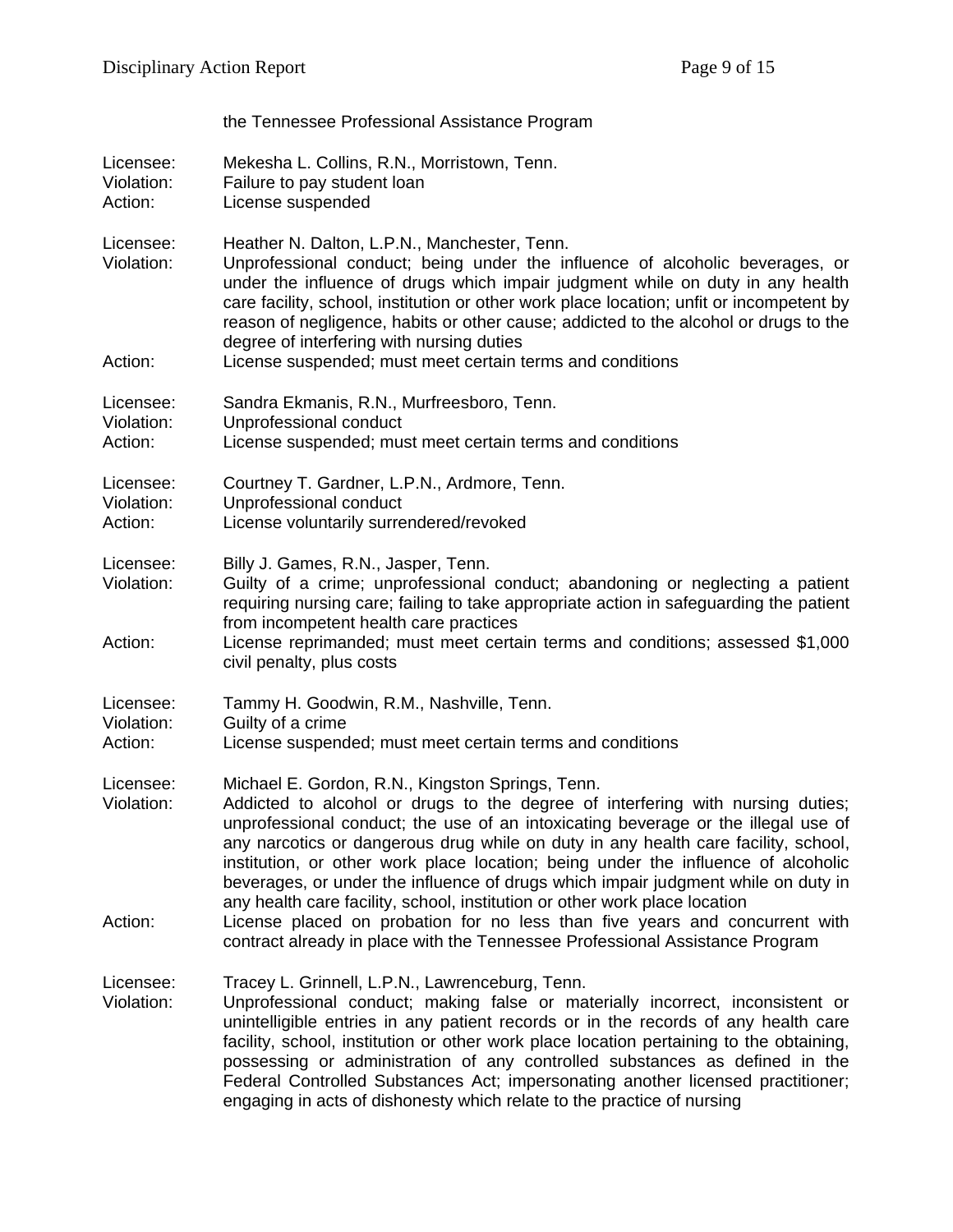the Tennessee Professional Assistance Program

Licensee: Mekesha L. Collins, R.N., Morristown, Tenn.
Violation: Failure to pay student loan
Action: License suspended

Licensee: Heather N. Dalton, L.P.N., Manchester, Tenn.
Violation: Unprofessional conduct; being under the influence of alcoholic beverages, or under the influence of drugs which impair judgment while on duty in any health care facility, school, institution or other work place location; unfit or incompetent by reason of negligence, habits or other cause; addicted to the alcohol or drugs to the degree of interfering with nursing duties
Action: License suspended; must meet certain terms and conditions

Licensee: Sandra Ekmanis, R.N., Murfreesboro, Tenn.
Violation: Unprofessional conduct
Action: License suspended; must meet certain terms and conditions

Licensee: Courtney T. Gardner, L.P.N., Ardmore, Tenn.
Violation: Unprofessional conduct
Action: License voluntarily surrendered/revoked

Licensee: Billy J. Games, R.N., Jasper, Tenn.
Violation: Guilty of a crime; unprofessional conduct; abandoning or neglecting a patient requiring nursing care; failing to take appropriate action in safeguarding the patient from incompetent health care practices
Action: License reprimanded; must meet certain terms and conditions; assessed $1,000 civil penalty, plus costs

Licensee: Tammy H. Goodwin, R.M., Nashville, Tenn.
Violation: Guilty of a crime
Action: License suspended; must meet certain terms and conditions

Licensee: Michael E. Gordon, R.N., Kingston Springs, Tenn.
Violation: Addicted to alcohol or drugs to the degree of interfering with nursing duties; unprofessional conduct; the use of an intoxicating beverage or the illegal use of any narcotics or dangerous drug while on duty in any health care facility, school, institution, or other work place location; being under the influence of alcoholic beverages, or under the influence of drugs which impair judgment while on duty in any health care facility, school, institution or other work place location
Action: License placed on probation for no less than five years and concurrent with contract already in place with the Tennessee Professional Assistance Program

Licensee: Tracey L. Grinnell, L.P.N., Lawrenceburg, Tenn.
Violation: Unprofessional conduct; making false or materially incorrect, inconsistent or unintelligible entries in any patient records or in the records of any health care facility, school, institution or other work place location pertaining to the obtaining, possessing or administration of any controlled substances as defined in the Federal Controlled Substances Act; impersonating another licensed practitioner; engaging in acts of dishonesty which relate to the practice of nursing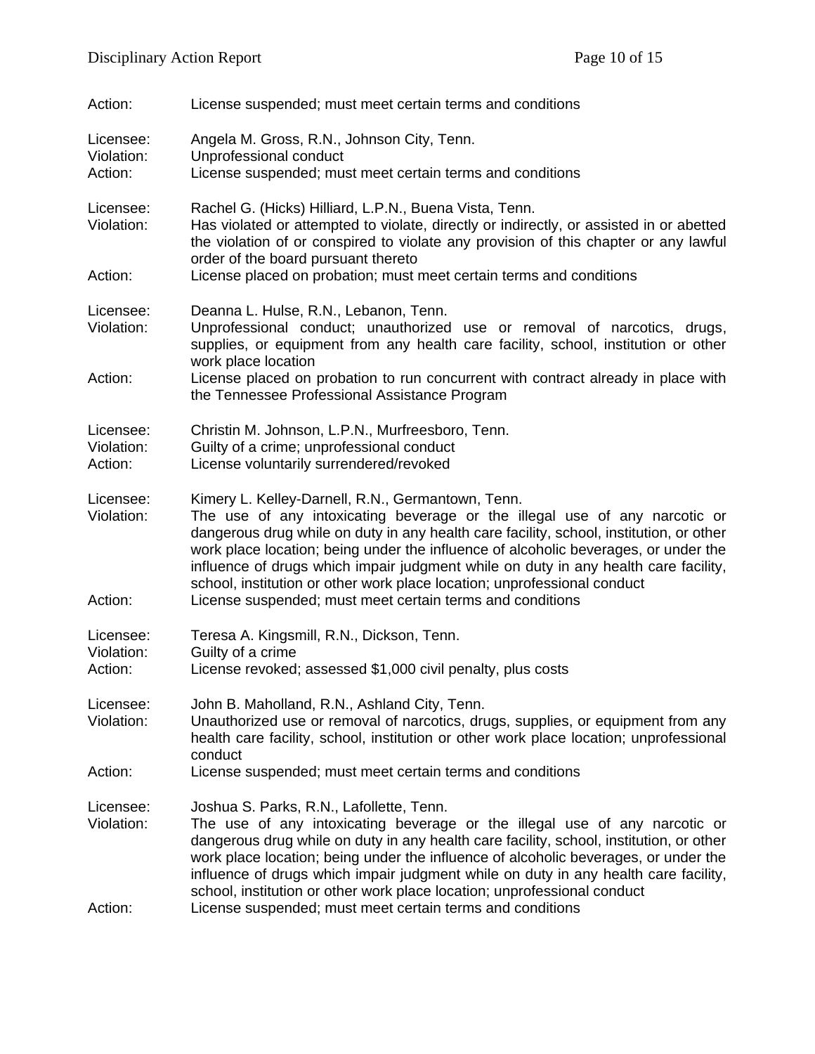Action: License suspended; must meet certain terms and conditions

Licensee: Angela M. Gross, R.N., Johnson City, Tenn.
Violation: Unprofessional conduct
Action: License suspended; must meet certain terms and conditions

Licensee: Rachel G. (Hicks) Hilliard, L.P.N., Buena Vista, Tenn.
Violation: Has violated or attempted to violate, directly or indirectly, or assisted in or abetted the violation of or conspired to violate any provision of this chapter or any lawful order of the board pursuant thereto
Action: License placed on probation; must meet certain terms and conditions

Licensee: Deanna L. Hulse, R.N., Lebanon, Tenn.
Violation: Unprofessional conduct; unauthorized use or removal of narcotics, drugs, supplies, or equipment from any health care facility, school, institution or other work place location
Action: License placed on probation to run concurrent with contract already in place with the Tennessee Professional Assistance Program

Licensee: Christin M. Johnson, L.P.N., Murfreesboro, Tenn.
Violation: Guilty of a crime; unprofessional conduct
Action: License voluntarily surrendered/revoked

Licensee: Kimery L. Kelley-Darnell, R.N., Germantown, Tenn.
Violation: The use of any intoxicating beverage or the illegal use of any narcotic or dangerous drug while on duty in any health care facility, school, institution, or other work place location; being under the influence of alcoholic beverages, or under the influence of drugs which impair judgment while on duty in any health care facility, school, institution or other work place location; unprofessional conduct
Action: License suspended; must meet certain terms and conditions

Licensee: Teresa A. Kingsmill, R.N., Dickson, Tenn.
Violation: Guilty of a crime
Action: License revoked; assessed $1,000 civil penalty, plus costs

Licensee: John B. Maholland, R.N., Ashland City, Tenn.
Violation: Unauthorized use or removal of narcotics, drugs, supplies, or equipment from any health care facility, school, institution or other work place location; unprofessional conduct
Action: License suspended; must meet certain terms and conditions

Licensee: Joshua S. Parks, R.N., Lafollette, Tenn.
Violation: The use of any intoxicating beverage or the illegal use of any narcotic or dangerous drug while on duty in any health care facility, school, institution, or other work place location; being under the influence of alcoholic beverages, or under the influence of drugs which impair judgment while on duty in any health care facility, school, institution or other work place location; unprofessional conduct
Action: License suspended; must meet certain terms and conditions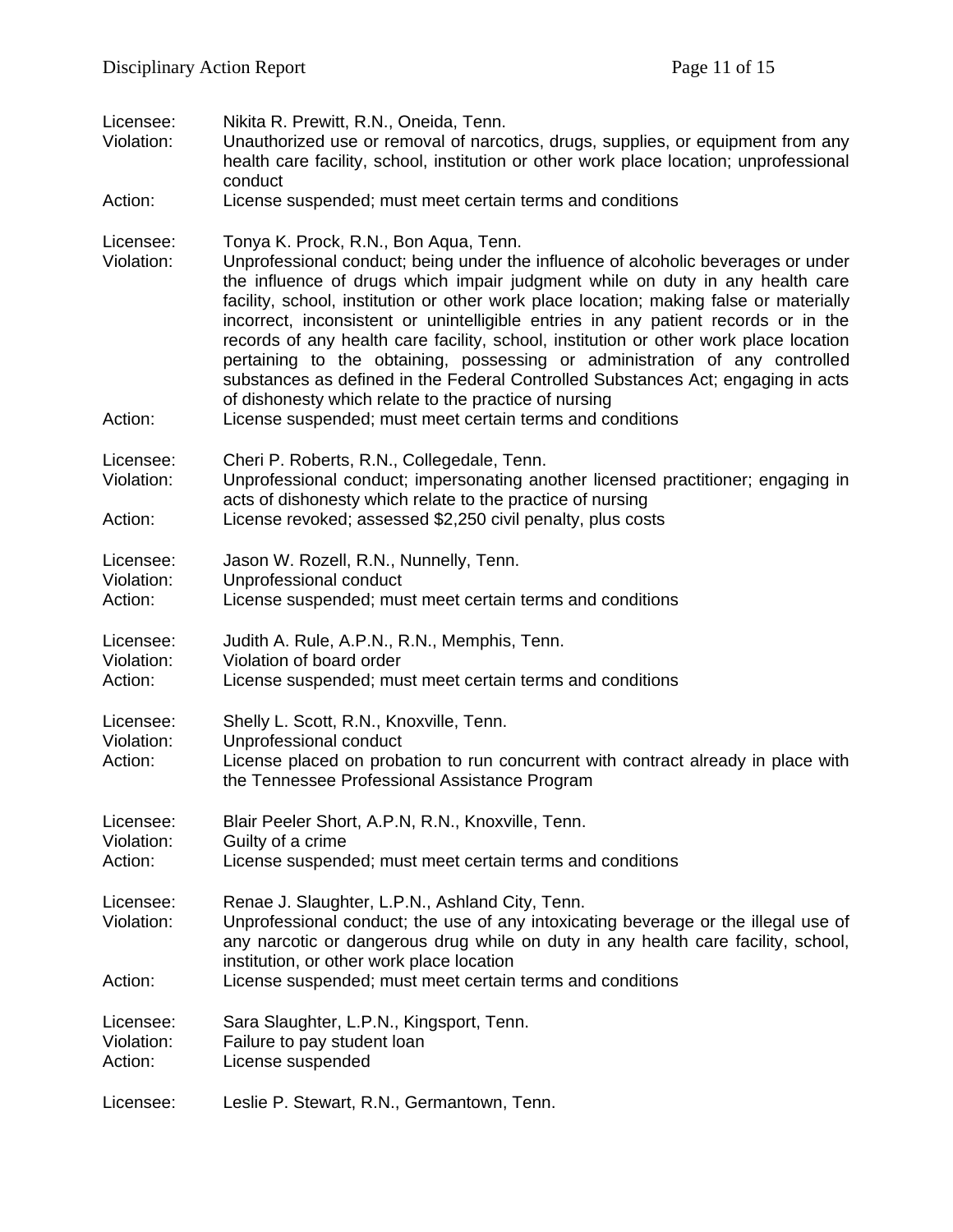Licensee: Nikita R. Prewitt, R.N., Oneida, Tenn.
Violation: Unauthorized use or removal of narcotics, drugs, supplies, or equipment from any health care facility, school, institution or other work place location; unprofessional conduct
Action: License suspended; must meet certain terms and conditions

Licensee: Tonya K. Prock, R.N., Bon Aqua, Tenn.
Violation: Unprofessional conduct; being under the influence of alcoholic beverages or under the influence of drugs which impair judgment while on duty in any health care facility, school, institution or other work place location; making false or materially incorrect, inconsistent or unintelligible entries in any patient records or in the records of any health care facility, school, institution or other work place location pertaining to the obtaining, possessing or administration of any controlled substances as defined in the Federal Controlled Substances Act; engaging in acts of dishonesty which relate to the practice of nursing
Action: License suspended; must meet certain terms and conditions

Licensee: Cheri P. Roberts, R.N., Collegedale, Tenn.
Violation: Unprofessional conduct; impersonating another licensed practitioner; engaging in acts of dishonesty which relate to the practice of nursing
Action: License revoked; assessed $2,250 civil penalty, plus costs

Licensee: Jason W. Rozell, R.N., Nunnelly, Tenn.
Violation: Unprofessional conduct
Action: License suspended; must meet certain terms and conditions

Licensee: Judith A. Rule, A.P.N., R.N., Memphis, Tenn.
Violation: Violation of board order
Action: License suspended; must meet certain terms and conditions

Licensee: Shelly L. Scott, R.N., Knoxville, Tenn.
Violation: Unprofessional conduct
Action: License placed on probation to run concurrent with contract already in place with the Tennessee Professional Assistance Program

Licensee: Blair Peeler Short, A.P.N, R.N., Knoxville, Tenn.
Violation: Guilty of a crime
Action: License suspended; must meet certain terms and conditions

Licensee: Renae J. Slaughter, L.P.N., Ashland City, Tenn.
Violation: Unprofessional conduct; the use of any intoxicating beverage or the illegal use of any narcotic or dangerous drug while on duty in any health care facility, school, institution, or other work place location
Action: License suspended; must meet certain terms and conditions

Licensee: Sara Slaughter, L.P.N., Kingsport, Tenn.
Violation: Failure to pay student loan
Action: License suspended

Licensee: Leslie P. Stewart, R.N., Germantown, Tenn.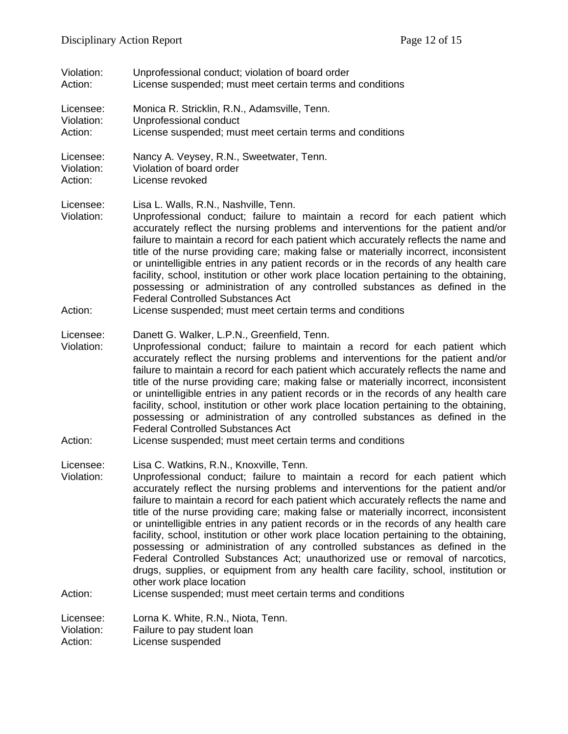Violation: Unprofessional conduct; violation of board order
Action: License suspended; must meet certain terms and conditions

Licensee: Monica R. Stricklin, R.N., Adamsville, Tenn.
Violation: Unprofessional conduct
Action: License suspended; must meet certain terms and conditions

Licensee: Nancy A. Veysey, R.N., Sweetwater, Tenn.
Violation: Violation of board order
Action: License revoked

Licensee: Lisa L. Walls, R.N., Nashville, Tenn.
Violation: Unprofessional conduct; failure to maintain a record for each patient which accurately reflect the nursing problems and interventions for the patient and/or failure to maintain a record for each patient which accurately reflects the name and title of the nurse providing care; making false or materially incorrect, inconsistent or unintelligible entries in any patient records or in the records of any health care facility, school, institution or other work place location pertaining to the obtaining, possessing or administration of any controlled substances as defined in the Federal Controlled Substances Act
Action: License suspended; must meet certain terms and conditions

Licensee: Danett G. Walker, L.P.N., Greenfield, Tenn.
Violation: Unprofessional conduct; failure to maintain a record for each patient which accurately reflect the nursing problems and interventions for the patient and/or failure to maintain a record for each patient which accurately reflects the name and title of the nurse providing care; making false or materially incorrect, inconsistent or unintelligible entries in any patient records or in the records of any health care facility, school, institution or other work place location pertaining to the obtaining, possessing or administration of any controlled substances as defined in the Federal Controlled Substances Act
Action: License suspended; must meet certain terms and conditions

Licensee: Lisa C. Watkins, R.N., Knoxville, Tenn.
Violation: Unprofessional conduct; failure to maintain a record for each patient which accurately reflect the nursing problems and interventions for the patient and/or failure to maintain a record for each patient which accurately reflects the name and title of the nurse providing care; making false or materially incorrect, inconsistent or unintelligible entries in any patient records or in the records of any health care facility, school, institution or other work place location pertaining to the obtaining, possessing or administration of any controlled substances as defined in the Federal Controlled Substances Act; unauthorized use or removal of narcotics, drugs, supplies, or equipment from any health care facility, school, institution or other work place location
Action: License suspended; must meet certain terms and conditions

Licensee: Lorna K. White, R.N., Niota, Tenn.
Violation: Failure to pay student loan
Action: License suspended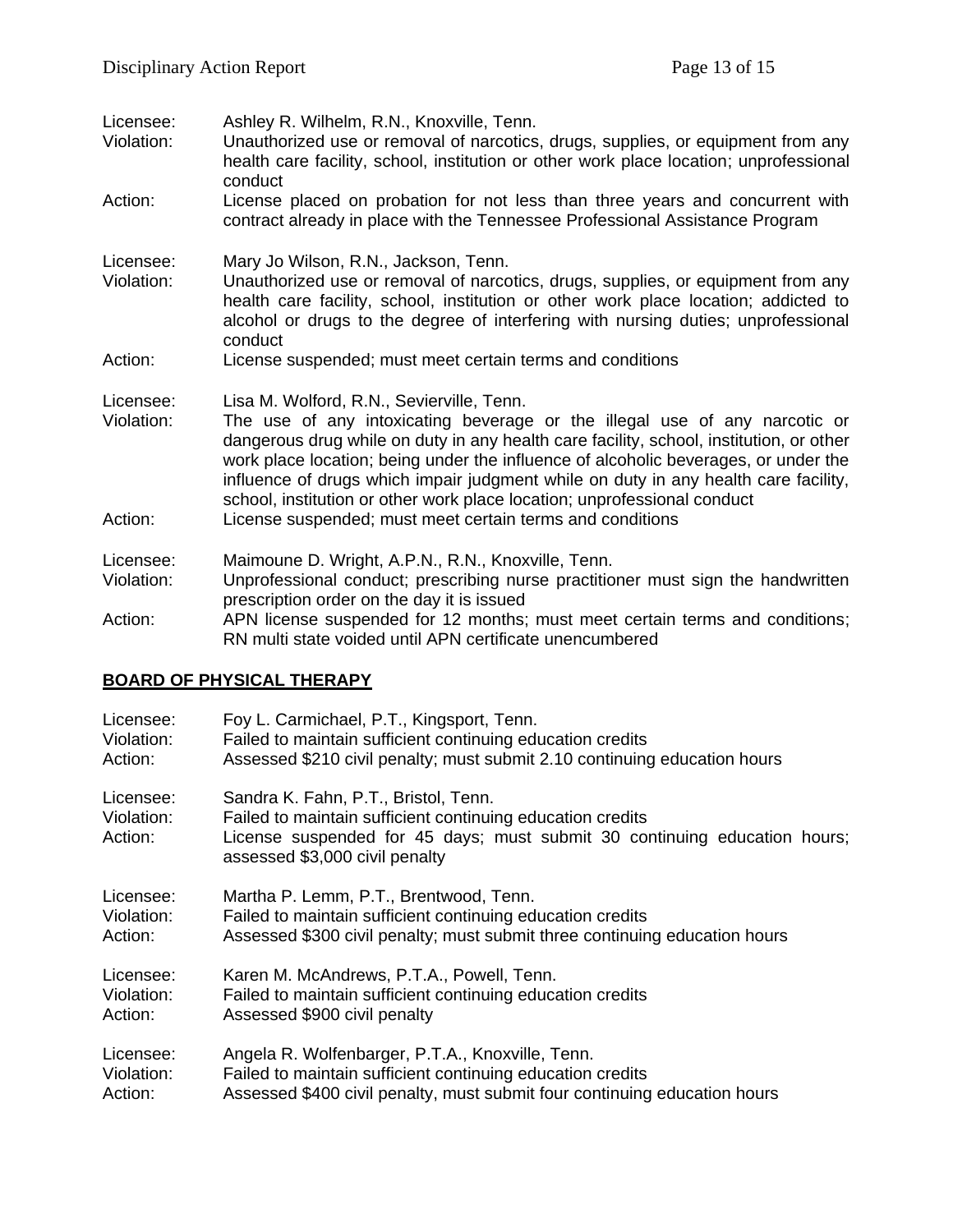Licensee: Ashley R. Wilhelm, R.N., Knoxville, Tenn.
Violation: Unauthorized use or removal of narcotics, drugs, supplies, or equipment from any health care facility, school, institution or other work place location; unprofessional conduct
Action: License placed on probation for not less than three years and concurrent with contract already in place with the Tennessee Professional Assistance Program

Licensee: Mary Jo Wilson, R.N., Jackson, Tenn.
Violation: Unauthorized use or removal of narcotics, drugs, supplies, or equipment from any health care facility, school, institution or other work place location; addicted to alcohol or drugs to the degree of interfering with nursing duties; unprofessional conduct
Action: License suspended; must meet certain terms and conditions

Licensee: Lisa M. Wolford, R.N., Sevierville, Tenn.
Violation: The use of any intoxicating beverage or the illegal use of any narcotic or dangerous drug while on duty in any health care facility, school, institution, or other work place location; being under the influence of alcoholic beverages, or under the influence of drugs which impair judgment while on duty in any health care facility, school, institution or other work place location; unprofessional conduct
Action: License suspended; must meet certain terms and conditions

Licensee: Maimoune D. Wright, A.P.N., R.N., Knoxville, Tenn.
Violation: Unprofessional conduct; prescribing nurse practitioner must sign the handwritten prescription order on the day it is issued
Action: APN license suspended for 12 months; must meet certain terms and conditions; RN multi state voided until APN certificate unencumbered

## BOARD OF PHYSICAL THERAPY

Licensee: Foy L. Carmichael, P.T., Kingsport, Tenn.
Violation: Failed to maintain sufficient continuing education credits
Action: Assessed $210 civil penalty; must submit 2.10 continuing education hours

Licensee: Sandra K. Fahn, P.T., Bristol, Tenn.
Violation: Failed to maintain sufficient continuing education credits
Action: License suspended for 45 days; must submit 30 continuing education hours; assessed $3,000 civil penalty

Licensee: Martha P. Lemm, P.T., Brentwood, Tenn.
Violation: Failed to maintain sufficient continuing education credits
Action: Assessed $300 civil penalty; must submit three continuing education hours

Licensee: Karen M. McAndrews, P.T.A., Powell, Tenn.
Violation: Failed to maintain sufficient continuing education credits
Action: Assessed $900 civil penalty

Licensee: Angela R. Wolfenbarger, P.T.A., Knoxville, Tenn.
Violation: Failed to maintain sufficient continuing education credits
Action: Assessed $400 civil penalty, must submit four continuing education hours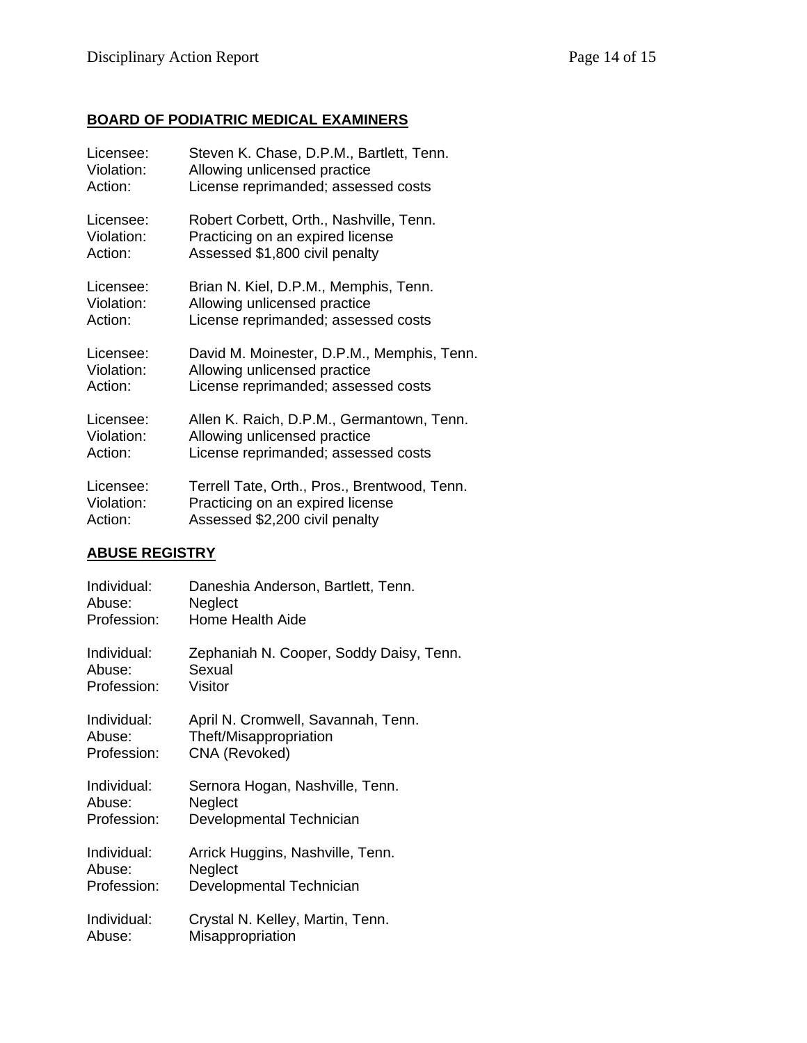**BOARD OF PODIATRIC MEDICAL EXAMINERS**

Licensee: Steven K. Chase, D.P.M., Bartlett, Tenn.
Violation: Allowing unlicensed practice
Action: License reprimanded; assessed costs

Licensee: Robert Corbett, Orth., Nashville, Tenn.
Violation: Practicing on an expired license
Action: Assessed $1,800 civil penalty

Licensee: Brian N. Kiel, D.P.M., Memphis, Tenn.
Violation: Allowing unlicensed practice
Action: License reprimanded; assessed costs

Licensee: David M. Moinester, D.P.M., Memphis, Tenn.
Violation: Allowing unlicensed practice
Action: License reprimanded; assessed costs

Licensee: Allen K. Raich, D.P.M., Germantown, Tenn.
Violation: Allowing unlicensed practice
Action: License reprimanded; assessed costs

Licensee: Terrell Tate, Orth., Pros., Brentwood, Tenn.
Violation: Practicing on an expired license
Action: Assessed $2,200 civil penalty

**ABUSE REGISTRY**

Individual: Daneshia Anderson, Bartlett, Tenn.
Abuse: Neglect
Profession: Home Health Aide

Individual: Zephaniah N. Cooper, Soddy Daisy, Tenn.
Abuse: Sexual
Profession: Visitor

Individual: April N. Cromwell, Savannah, Tenn.
Abuse: Theft/Misappropriation
Profession: CNA (Revoked)

Individual: Sernora Hogan, Nashville, Tenn.
Abuse: Neglect
Profession: Developmental Technician

Individual: Arrick Huggins, Nashville, Tenn.
Abuse: Neglect
Profession: Developmental Technician

Individual: Crystal N. Kelley, Martin, Tenn.
Abuse: Misappropriation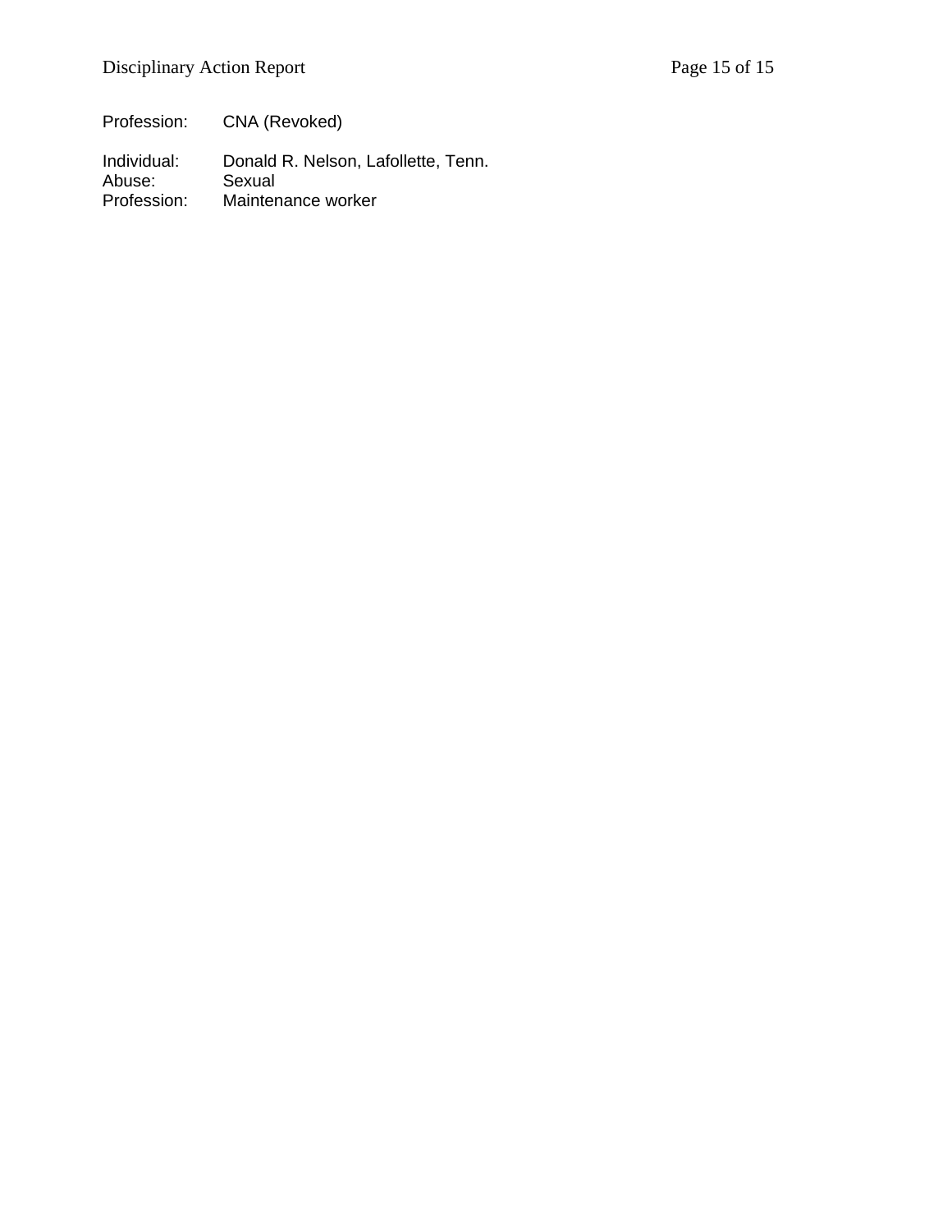Profession: CNA (Revoked)

Individual: Donald R. Nelson, Lafollette, Tenn.
Abuse: Sexual
Profession: Maintenance worker